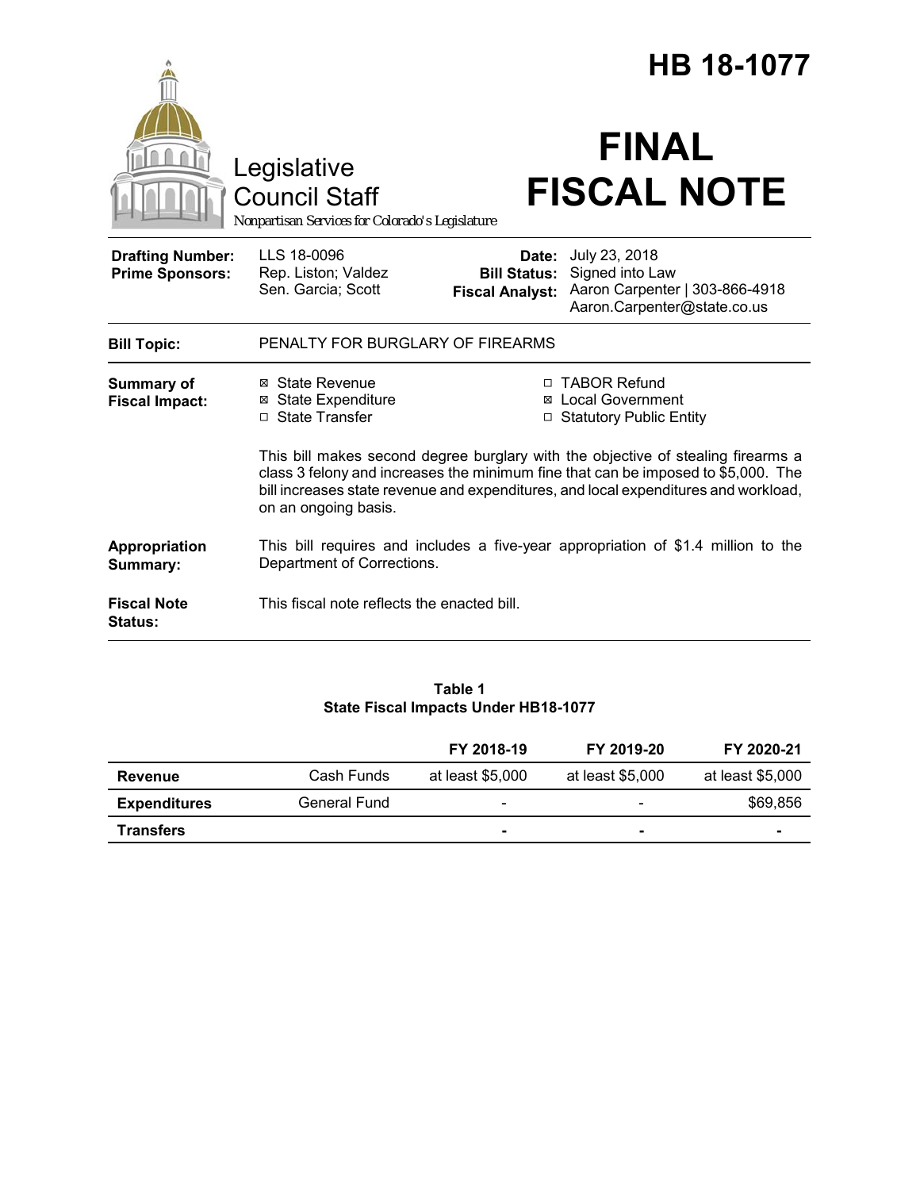# HB 18-1077

Legislative Council Staff

*Nonpartisan Services for Colorado's Legislature*

# FINAL FISCAL NOTE

| | | | |
|---|---|---|---|
| **Drafting Number:** | LLS 18-0096 | **Date:** | July 23, 2018 |
| **Prime Sponsors:** | Rep. Liston; Valdez<br>Sen. Garcia; Scott | **Bill Status:** | Signed into Law |
| | | **Fiscal Analyst:** | Aaron Carpenter \| 303-866-4918<br>Aaron.Carpenter@state.co.us |

**Bill Topic:** PENALTY FOR BURGLARY OF FIREARMS

**Summary of Fiscal Impact:**

- ☒ State Revenue
- ☒ State Expenditure
- ☐ State Transfer
- ☐ TABOR Refund
- ☒ Local Government
- ☐ Statutory Public Entity

This bill makes second degree burglary with the objective of stealing firearms a class 3 felony and increases the minimum fine that can be imposed to $5,000. The bill increases state revenue and expenditures, and local expenditures and workload, on an ongoing basis.

**Appropriation Summary:** This bill requires and includes a five-year appropriation of $1.4 million to the Department of Corrections.

**Fiscal Note Status:** This fiscal note reflects the enacted bill.

**Table 1**
**State Fiscal Impacts Under HB18-1077**

| | | FY 2018-19 | FY 2019-20 | FY 2020-21 |
|---|---|---|---|---|
| **Revenue** | Cash Funds | at least $5,000 | at least $5,000 | at least $5,000 |
| **Expenditures** | General Fund | - | - | $69,856 |
| **Transfers** | | - | - | - |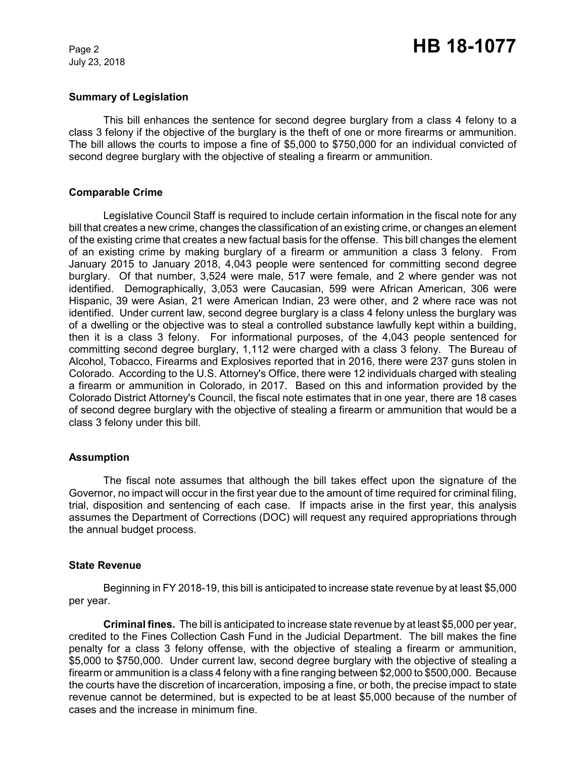### Summary of Legislation

This bill enhances the sentence for second degree burglary from a class 4 felony to a class 3 felony if the objective of the burglary is the theft of one or more firearms or ammunition. The bill allows the courts to impose a fine of $5,000 to $750,000 for an individual convicted of second degree burglary with the objective of stealing a firearm or ammunition.

### Comparable Crime

Legislative Council Staff is required to include certain information in the fiscal note for any bill that creates a new crime, changes the classification of an existing crime, or changes an element of the existing crime that creates a new factual basis for the offense. This bill changes the element of an existing crime by making burglary of a firearm or ammunition a class 3 felony. From January 2015 to January 2018, 4,043 people were sentenced for committing second degree burglary. Of that number, 3,524 were male, 517 were female, and 2 where gender was not identified. Demographically, 3,053 were Caucasian, 599 were African American, 306 were Hispanic, 39 were Asian, 21 were American Indian, 23 were other, and 2 where race was not identified. Under current law, second degree burglary is a class 4 felony unless the burglary was of a dwelling or the objective was to steal a controlled substance lawfully kept within a building, then it is a class 3 felony. For informational purposes, of the 4,043 people sentenced for committing second degree burglary, 1,112 were charged with a class 3 felony. The Bureau of Alcohol, Tobacco, Firearms and Explosives reported that in 2016, there were 237 guns stolen in Colorado. According to the U.S. Attorney's Office, there were 12 individuals charged with stealing a firearm or ammunition in Colorado, in 2017. Based on this and information provided by the Colorado District Attorney's Council, the fiscal note estimates that in one year, there are 18 cases of second degree burglary with the objective of stealing a firearm or ammunition that would be a class 3 felony under this bill.

### Assumption

The fiscal note assumes that although the bill takes effect upon the signature of the Governor, no impact will occur in the first year due to the amount of time required for criminal filing, trial, disposition and sentencing of each case. If impacts arise in the first year, this analysis assumes the Department of Corrections (DOC) will request any required appropriations through the annual budget process.

### State Revenue

Beginning in FY 2018-19, this bill is anticipated to increase state revenue by at least $5,000 per year.

**Criminal fines.** The bill is anticipated to increase state revenue by at least $5,000 per year, credited to the Fines Collection Cash Fund in the Judicial Department. The bill makes the fine penalty for a class 3 felony offense, with the objective of stealing a firearm or ammunition, $5,000 to $750,000. Under current law, second degree burglary with the objective of stealing a firearm or ammunition is a class 4 felony with a fine ranging between $2,000 to $500,000. Because the courts have the discretion of incarceration, imposing a fine, or both, the precise impact to state revenue cannot be determined, but is expected to be at least $5,000 because of the number of cases and the increase in minimum fine.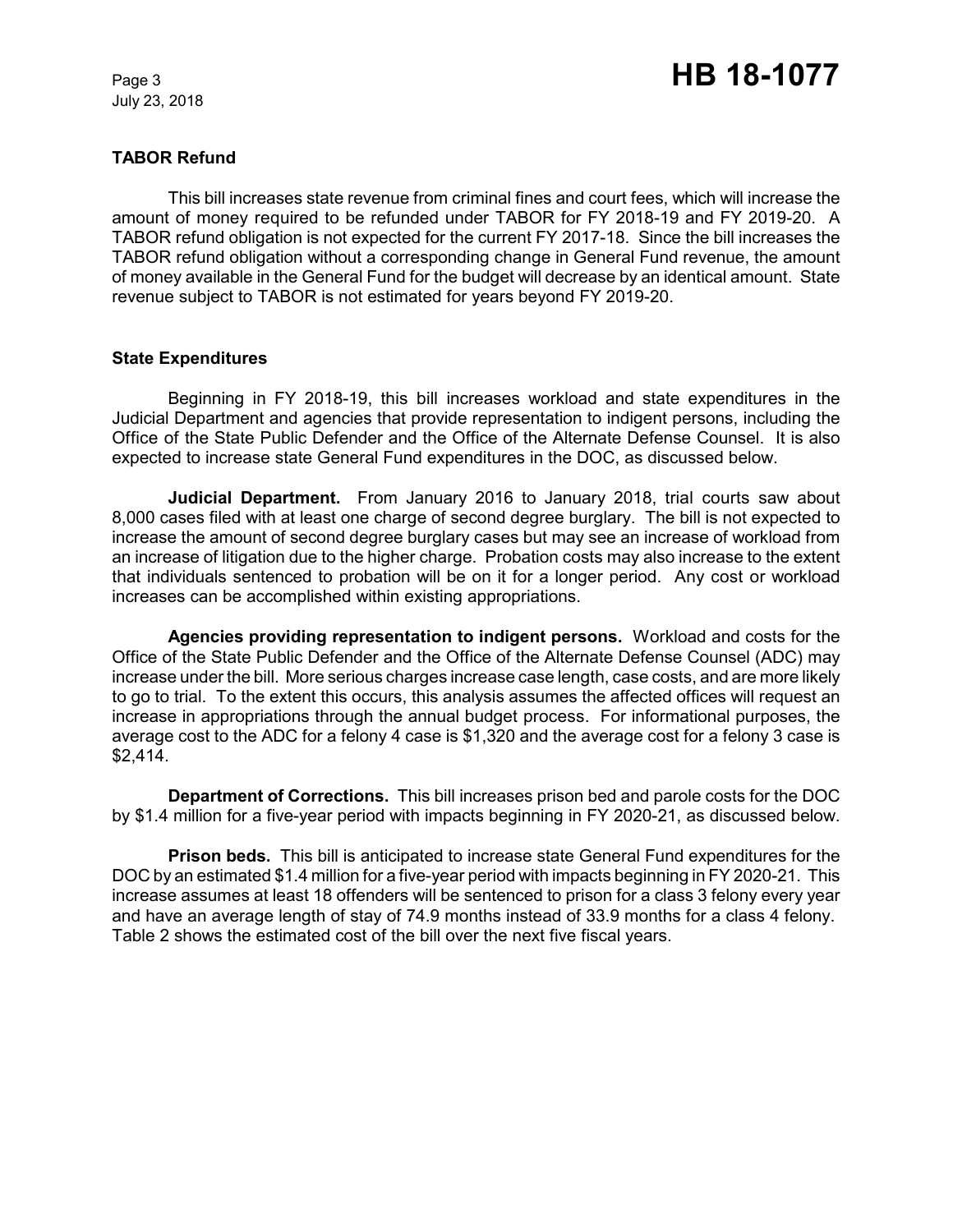## TABOR Refund

This bill increases state revenue from criminal fines and court fees, which will increase the amount of money required to be refunded under TABOR for FY 2018-19 and FY 2019-20. A TABOR refund obligation is not expected for the current FY 2017-18. Since the bill increases the TABOR refund obligation without a corresponding change in General Fund revenue, the amount of money available in the General Fund for the budget will decrease by an identical amount. State revenue subject to TABOR is not estimated for years beyond FY 2019-20.

## State Expenditures

Beginning in FY 2018-19, this bill increases workload and state expenditures in the Judicial Department and agencies that provide representation to indigent persons, including the Office of the State Public Defender and the Office of the Alternate Defense Counsel. It is also expected to increase state General Fund expenditures in the DOC, as discussed below.

**Judicial Department.** From January 2016 to January 2018, trial courts saw about 8,000 cases filed with at least one charge of second degree burglary. The bill is not expected to increase the amount of second degree burglary cases but may see an increase of workload from an increase of litigation due to the higher charge. Probation costs may also increase to the extent that individuals sentenced to probation will be on it for a longer period. Any cost or workload increases can be accomplished within existing appropriations.

**Agencies providing representation to indigent persons.** Workload and costs for the Office of the State Public Defender and the Office of the Alternate Defense Counsel (ADC) may increase under the bill. More serious charges increase case length, case costs, and are more likely to go to trial. To the extent this occurs, this analysis assumes the affected offices will request an increase in appropriations through the annual budget process. For informational purposes, the average cost to the ADC for a felony 4 case is $1,320 and the average cost for a felony 3 case is $2,414.

**Department of Corrections.** This bill increases prison bed and parole costs for the DOC by $1.4 million for a five-year period with impacts beginning in FY 2020-21, as discussed below.

**Prison beds.** This bill is anticipated to increase state General Fund expenditures for the DOC by an estimated $1.4 million for a five-year period with impacts beginning in FY 2020-21. This increase assumes at least 18 offenders will be sentenced to prison for a class 3 felony every year and have an average length of stay of 74.9 months instead of 33.9 months for a class 4 felony. Table 2 shows the estimated cost of the bill over the next five fiscal years.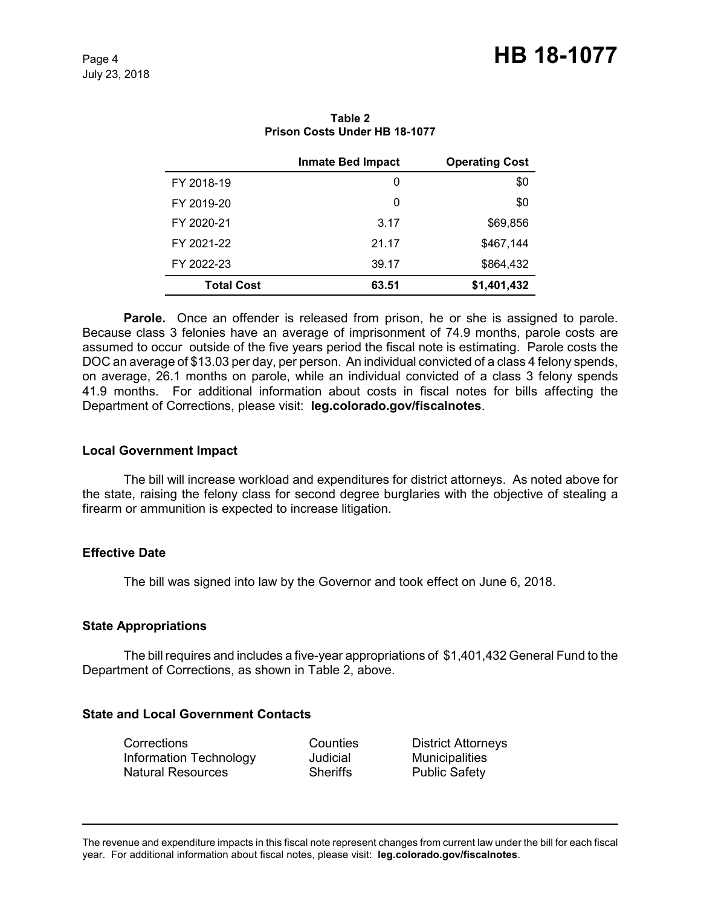**Table 2**
**Prison Costs Under HB 18-1077**

| | Inmate Bed Impact | Operating Cost |
|---|---|---|
| FY 2018-19 | 0 | $0 |
| FY 2019-20 | 0 | $0 |
| FY 2020-21 | 3.17 | $69,856 |
| FY 2021-22 | 21.17 | $467,144 |
| FY 2022-23 | 39.17 | $864,432 |
| **Total Cost** | **63.51** | **$1,401,432** |

**Parole.** Once an offender is released from prison, he or she is assigned to parole. Because class 3 felonies have an average of imprisonment of 74.9 months, parole costs are assumed to occur outside of the five years period the fiscal note is estimating. Parole costs the DOC an average of $13.03 per day, per person. An individual convicted of a class 4 felony spends, on average, 26.1 months on parole, while an individual convicted of a class 3 felony spends 41.9 months. For additional information about costs in fiscal notes for bills affecting the Department of Corrections, please visit: **leg.colorado.gov/fiscalnotes**.

### Local Government Impact

The bill will increase workload and expenditures for district attorneys. As noted above for the state, raising the felony class for second degree burglaries with the objective of stealing a firearm or ammunition is expected to increase litigation.

### Effective Date

The bill was signed into law by the Governor and took effect on June 6, 2018.

### State Appropriations

The bill requires and includes a five-year appropriations of $1,401,432 General Fund to the Department of Corrections, as shown in Table 2, above.

### State and Local Government Contacts

| | | |
|---|---|---|
| Corrections | Counties | District Attorneys |
| Information Technology | Judicial | Municipalities |
| Natural Resources | Sheriffs | Public Safety |

The revenue and expenditure impacts in this fiscal note represent changes from current law under the bill for each fiscal year. For additional information about fiscal notes, please visit: **leg.colorado.gov/fiscalnotes**.